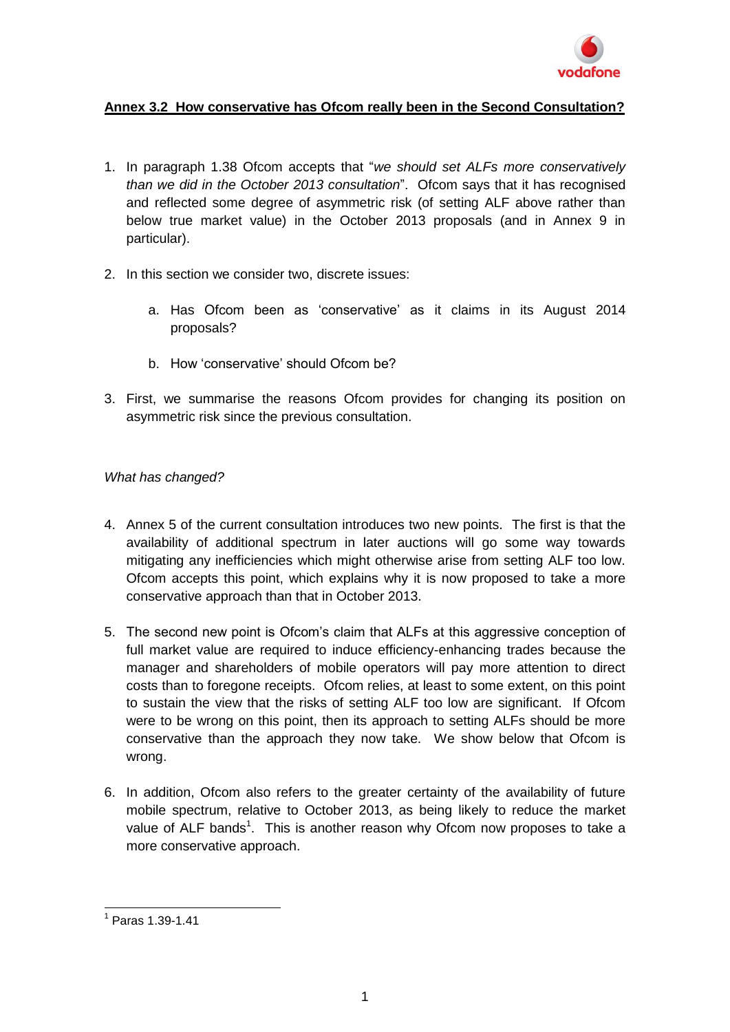## **Annex 3.2 How conservative has Ofcom really been in the Second Consultation?**

1. In paragraph 1.38 Ofcom accepts that "*we should set ALFs more conservatively than we did in the October 2013 consultation*". Ofcom says that it has recognised and reflected some degree of asymmetric risk (of setting ALF above rather than below true market value) in the October 2013 proposals (and in Annex 9 in particular).

2. In this section we consider two, discrete issues:

   a. Has Ofcom been as 'conservative' as it claims in its August 2014 proposals?

   b. How 'conservative' should Ofcom be?

3. First, we summarise the reasons Ofcom provides for changing its position on asymmetric risk since the previous consultation.

*What has changed?*

4. Annex 5 of the current consultation introduces two new points. The first is that the availability of additional spectrum in later auctions will go some way towards mitigating any inefficiencies which might otherwise arise from setting ALF too low. Ofcom accepts this point, which explains why it is now proposed to take a more conservative approach than that in October 2013.

5. The second new point is Ofcom's claim that ALFs at this aggressive conception of full market value are required to induce efficiency-enhancing trades because the manager and shareholders of mobile operators will pay more attention to direct costs than to foregone receipts. Ofcom relies, at least to some extent, on this point to sustain the view that the risks of setting ALF too low are significant. If Ofcom were to be wrong on this point, then its approach to setting ALFs should be more conservative than the approach they now take. We show below that Ofcom is wrong.

6. In addition, Ofcom also refers to the greater certainty of the availability of future mobile spectrum, relative to October 2013, as being likely to reduce the market value of ALF bands[1]. This is another reason why Ofcom now proposes to take a more conservative approach.

[1] Paras 1.39-1.41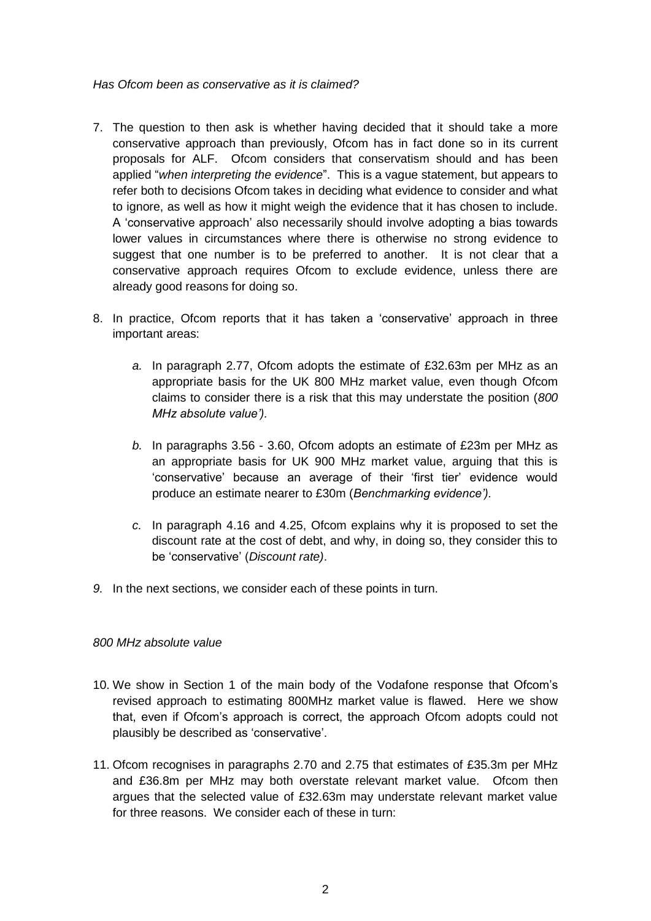*Has Ofcom been as conservative as it is claimed?*

7. The question to then ask is whether having decided that it should take a more conservative approach than previously, Ofcom has in fact done so in its current proposals for ALF. Ofcom considers that conservatism should and has been applied "*when interpreting the evidence*". This is a vague statement, but appears to refer both to decisions Ofcom takes in deciding what evidence to consider and what to ignore, as well as how it might weigh the evidence that it has chosen to include. A 'conservative approach' also necessarily should involve adopting a bias towards lower values in circumstances where there is otherwise no strong evidence to suggest that one number is to be preferred to another. It is not clear that a conservative approach requires Ofcom to exclude evidence, unless there are already good reasons for doing so.

8. In practice, Ofcom reports that it has taken a 'conservative' approach in three important areas:

   *a.* In paragraph 2.77, Ofcom adopts the estimate of £32.63m per MHz as an appropriate basis for the UK 800 MHz market value, even though Ofcom claims to consider there is a risk that this may understate the position (*800 MHz absolute value').*

   *b.* In paragraphs 3.56 - 3.60, Ofcom adopts an estimate of £23m per MHz as an appropriate basis for UK 900 MHz market value, arguing that this is 'conservative' because an average of their 'first tier' evidence would produce an estimate nearer to £30m (*Benchmarking evidence').*

   *c.* In paragraph 4.16 and 4.25, Ofcom explains why it is proposed to set the discount rate at the cost of debt, and why, in doing so, they consider this to be 'conservative' (*Discount rate)*.

*9.* In the next sections, we consider each of these points in turn.

*800 MHz absolute value*

10. We show in Section 1 of the main body of the Vodafone response that Ofcom's revised approach to estimating 800MHz market value is flawed. Here we show that, even if Ofcom's approach is correct, the approach Ofcom adopts could not plausibly be described as 'conservative'.

11. Ofcom recognises in paragraphs 2.70 and 2.75 that estimates of £35.3m per MHz and £36.8m per MHz may both overstate relevant market value. Ofcom then argues that the selected value of £32.63m may understate relevant market value for three reasons. We consider each of these in turn: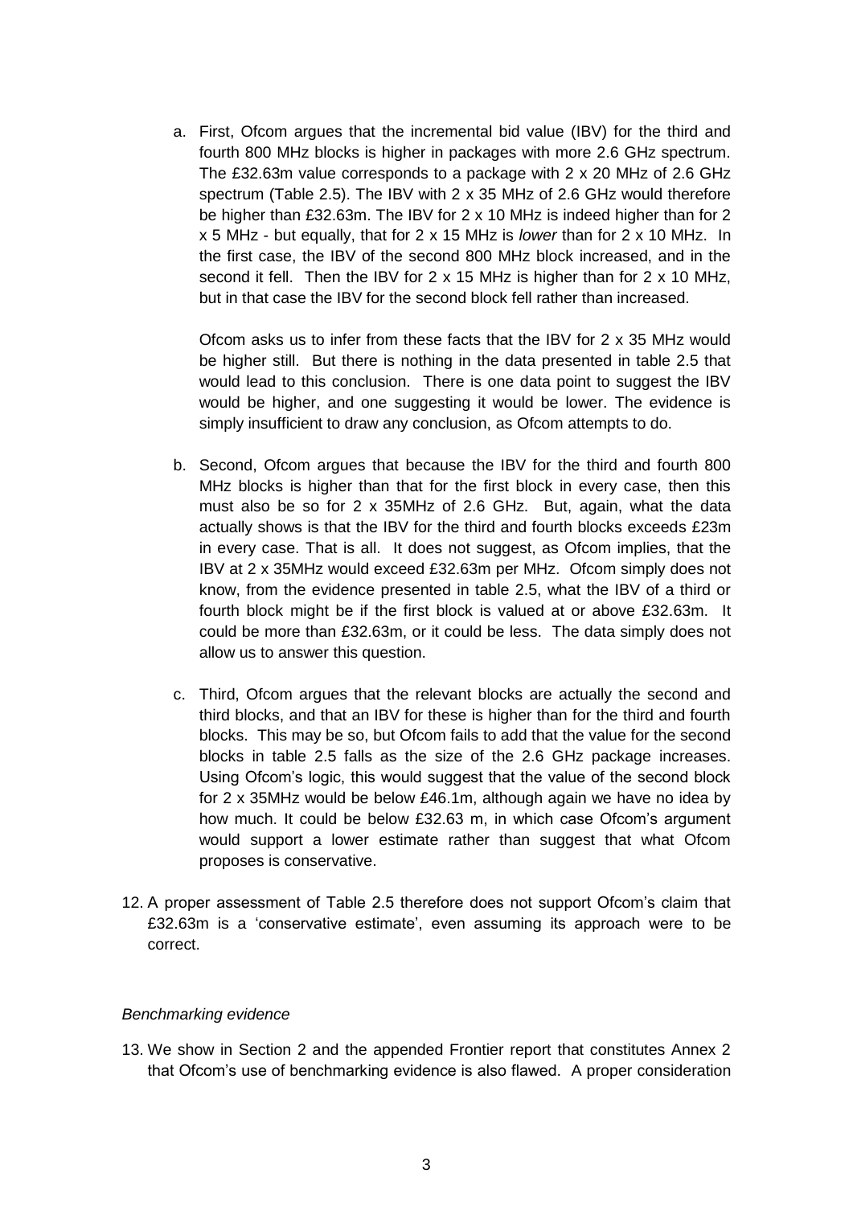a. First, Ofcom argues that the incremental bid value (IBV) for the third and fourth 800 MHz blocks is higher in packages with more 2.6 GHz spectrum. The £32.63m value corresponds to a package with 2 x 20 MHz of 2.6 GHz spectrum (Table 2.5). The IBV with 2 x 35 MHz of 2.6 GHz would therefore be higher than £32.63m. The IBV for 2 x 10 MHz is indeed higher than for 2 x 5 MHz - but equally, that for 2 x 15 MHz is *lower* than for 2 x 10 MHz. In the first case, the IBV of the second 800 MHz block increased, and in the second it fell. Then the IBV for 2 x 15 MHz is higher than for 2 x 10 MHz, but in that case the IBV for the second block fell rather than increased.

   Ofcom asks us to infer from these facts that the IBV for 2 x 35 MHz would be higher still. But there is nothing in the data presented in table 2.5 that would lead to this conclusion. There is one data point to suggest the IBV would be higher, and one suggesting it would be lower. The evidence is simply insufficient to draw any conclusion, as Ofcom attempts to do.

b. Second, Ofcom argues that because the IBV for the third and fourth 800 MHz blocks is higher than that for the first block in every case, then this must also be so for 2 x 35MHz of 2.6 GHz. But, again, what the data actually shows is that the IBV for the third and fourth blocks exceeds £23m in every case. That is all. It does not suggest, as Ofcom implies, that the IBV at 2 x 35MHz would exceed £32.63m per MHz. Ofcom simply does not know, from the evidence presented in table 2.5, what the IBV of a third or fourth block might be if the first block is valued at or above £32.63m. It could be more than £32.63m, or it could be less. The data simply does not allow us to answer this question.

c. Third, Ofcom argues that the relevant blocks are actually the second and third blocks, and that an IBV for these is higher than for the third and fourth blocks. This may be so, but Ofcom fails to add that the value for the second blocks in table 2.5 falls as the size of the 2.6 GHz package increases. Using Ofcom's logic, this would suggest that the value of the second block for 2 x 35MHz would be below £46.1m, although again we have no idea by how much. It could be below £32.63 m, in which case Ofcom's argument would support a lower estimate rather than suggest that what Ofcom proposes is conservative.

12. A proper assessment of Table 2.5 therefore does not support Ofcom's claim that £32.63m is a 'conservative estimate', even assuming its approach were to be correct.

*Benchmarking evidence*

13. We show in Section 2 and the appended Frontier report that constitutes Annex 2 that Ofcom's use of benchmarking evidence is also flawed. A proper consideration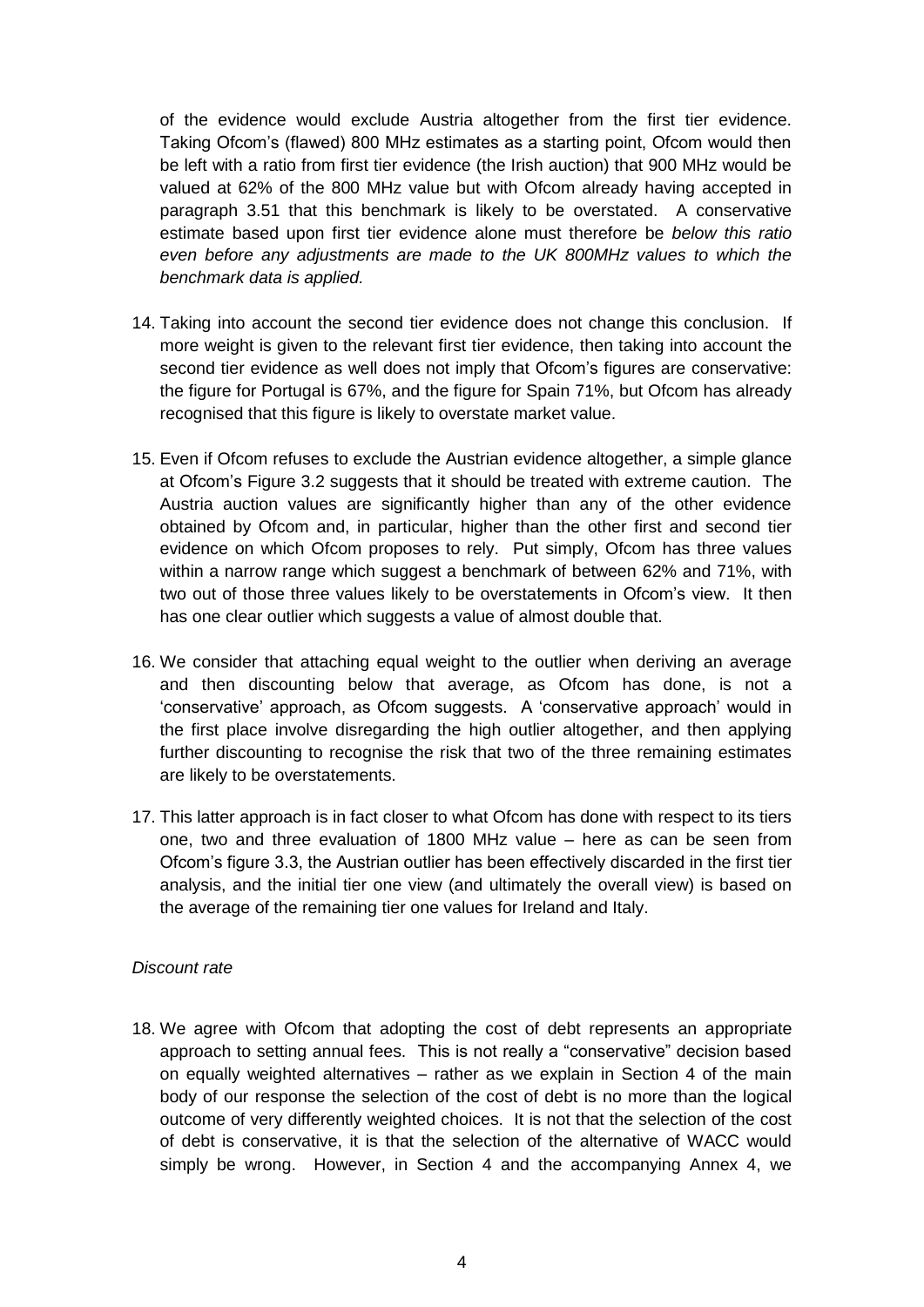of the evidence would exclude Austria altogether from the first tier evidence. Taking Ofcom's (flawed) 800 MHz estimates as a starting point, Ofcom would then be left with a ratio from first tier evidence (the Irish auction) that 900 MHz would be valued at 62% of the 800 MHz value but with Ofcom already having accepted in paragraph 3.51 that this benchmark is likely to be overstated. A conservative estimate based upon first tier evidence alone must therefore be *below this ratio even before any adjustments are made to the UK 800MHz values to which the benchmark data is applied.*

14. Taking into account the second tier evidence does not change this conclusion. If more weight is given to the relevant first tier evidence, then taking into account the second tier evidence as well does not imply that Ofcom's figures are conservative: the figure for Portugal is 67%, and the figure for Spain 71%, but Ofcom has already recognised that this figure is likely to overstate market value.

15. Even if Ofcom refuses to exclude the Austrian evidence altogether, a simple glance at Ofcom's Figure 3.2 suggests that it should be treated with extreme caution. The Austria auction values are significantly higher than any of the other evidence obtained by Ofcom and, in particular, higher than the other first and second tier evidence on which Ofcom proposes to rely. Put simply, Ofcom has three values within a narrow range which suggest a benchmark of between 62% and 71%, with two out of those three values likely to be overstatements in Ofcom's view. It then has one clear outlier which suggests a value of almost double that.

16. We consider that attaching equal weight to the outlier when deriving an average and then discounting below that average, as Ofcom has done, is not a 'conservative' approach, as Ofcom suggests. A 'conservative approach' would in the first place involve disregarding the high outlier altogether, and then applying further discounting to recognise the risk that two of the three remaining estimates are likely to be overstatements.

17. This latter approach is in fact closer to what Ofcom has done with respect to its tiers one, two and three evaluation of 1800 MHz value – here as can be seen from Ofcom's figure 3.3, the Austrian outlier has been effectively discarded in the first tier analysis, and the initial tier one view (and ultimately the overall view) is based on the average of the remaining tier one values for Ireland and Italy.

*Discount rate*

18. We agree with Ofcom that adopting the cost of debt represents an appropriate approach to setting annual fees. This is not really a "conservative" decision based on equally weighted alternatives – rather as we explain in Section 4 of the main body of our response the selection of the cost of debt is no more than the logical outcome of very differently weighted choices. It is not that the selection of the cost of debt is conservative, it is that the selection of the alternative of WACC would simply be wrong. However, in Section 4 and the accompanying Annex 4, we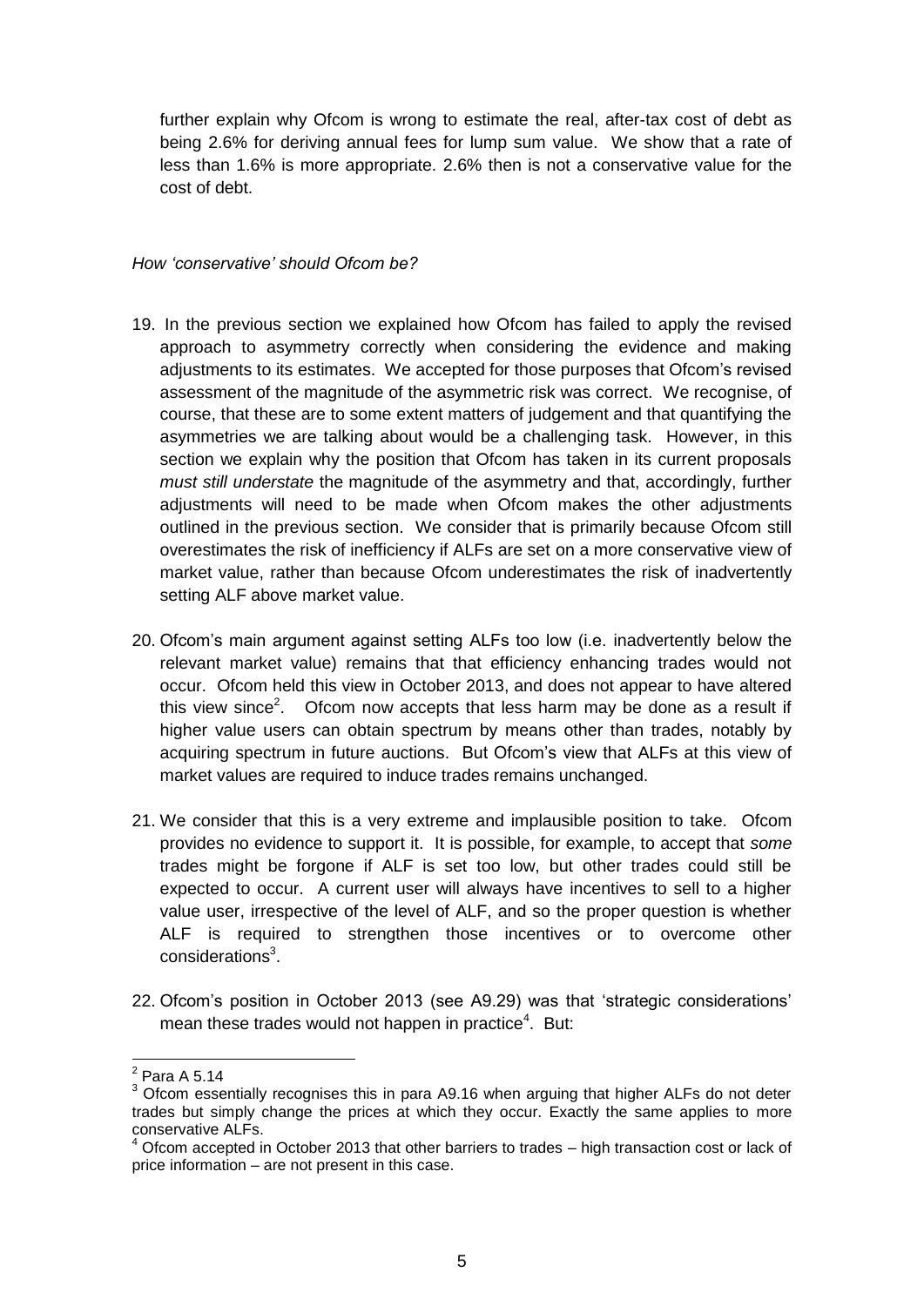further explain why Ofcom is wrong to estimate the real, after-tax cost of debt as being 2.6% for deriving annual fees for lump sum value. We show that a rate of less than 1.6% is more appropriate. 2.6% then is not a conservative value for the cost of debt.

*How 'conservative' should Ofcom be?*

19. In the previous section we explained how Ofcom has failed to apply the revised approach to asymmetry correctly when considering the evidence and making adjustments to its estimates. We accepted for those purposes that Ofcom's revised assessment of the magnitude of the asymmetric risk was correct. We recognise, of course, that these are to some extent matters of judgement and that quantifying the asymmetries we are talking about would be a challenging task. However, in this section we explain why the position that Ofcom has taken in its current proposals *must still understate* the magnitude of the asymmetry and that, accordingly, further adjustments will need to be made when Ofcom makes the other adjustments outlined in the previous section. We consider that is primarily because Ofcom still overestimates the risk of inefficiency if ALFs are set on a more conservative view of market value, rather than because Ofcom underestimates the risk of inadvertently setting ALF above market value.

20. Ofcom's main argument against setting ALFs too low (i.e. inadvertently below the relevant market value) remains that that efficiency enhancing trades would not occur. Ofcom held this view in October 2013, and does not appear to have altered this view since[2]. Ofcom now accepts that less harm may be done as a result if higher value users can obtain spectrum by means other than trades, notably by acquiring spectrum in future auctions. But Ofcom's view that ALFs at this view of market values are required to induce trades remains unchanged.

21. We consider that this is a very extreme and implausible position to take. Ofcom provides no evidence to support it. It is possible, for example, to accept that *some* trades might be forgone if ALF is set too low, but other trades could still be expected to occur. A current user will always have incentives to sell to a higher value user, irrespective of the level of ALF, and so the proper question is whether ALF is required to strengthen those incentives or to overcome other considerations[3].

22. Ofcom's position in October 2013 (see A9.29) was that 'strategic considerations' mean these trades would not happen in practice[4]. But:

---

[2] Para A 5.14

[3] Ofcom essentially recognises this in para A9.16 when arguing that higher ALFs do not deter trades but simply change the prices at which they occur. Exactly the same applies to more conservative ALFs.

[4] Ofcom accepted in October 2013 that other barriers to trades – high transaction cost or lack of price information – are not present in this case.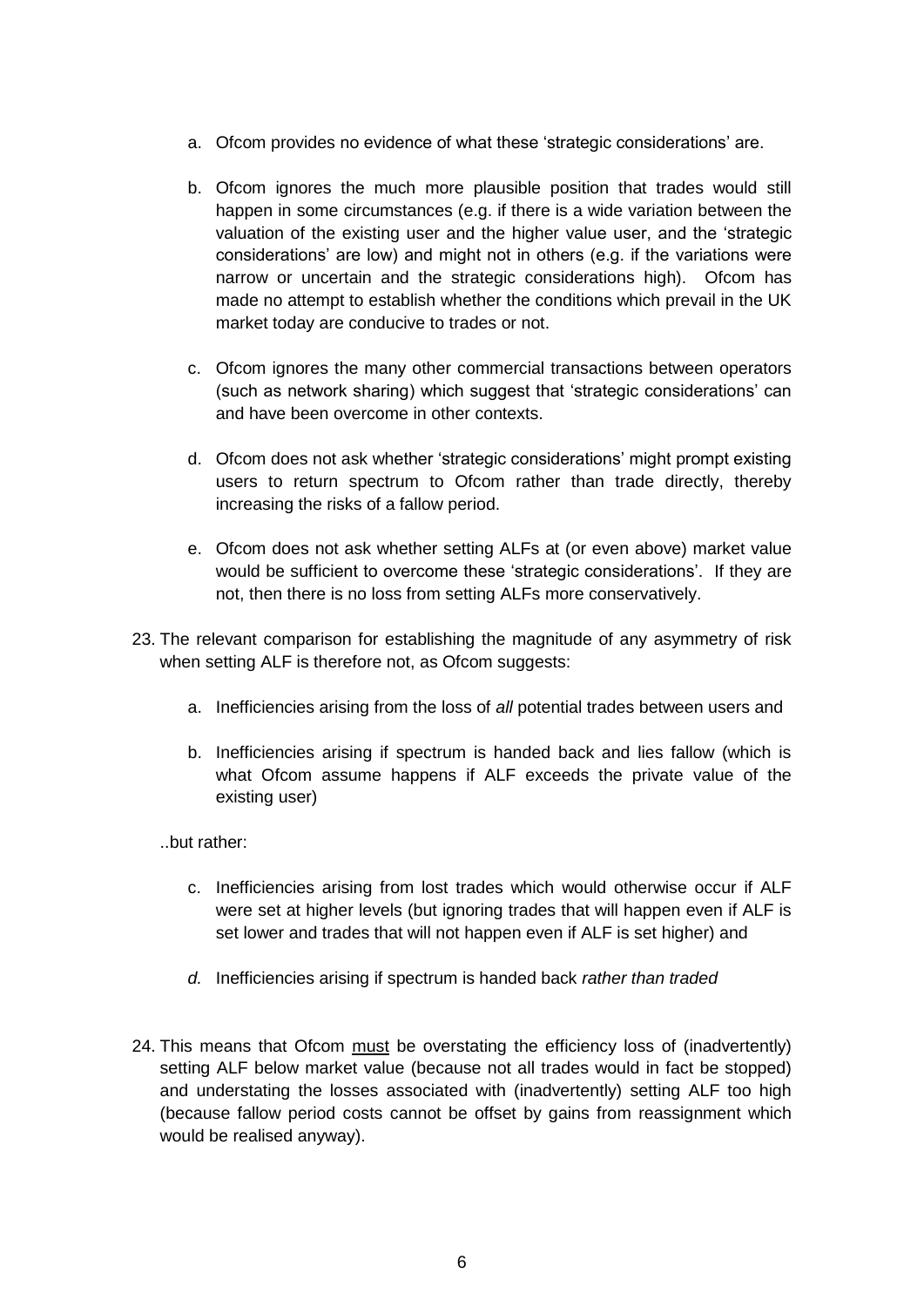a. Ofcom provides no evidence of what these 'strategic considerations' are.

b. Ofcom ignores the much more plausible position that trades would still happen in some circumstances (e.g. if there is a wide variation between the valuation of the existing user and the higher value user, and the 'strategic considerations' are low) and might not in others (e.g. if the variations were narrow or uncertain and the strategic considerations high). Ofcom has made no attempt to establish whether the conditions which prevail in the UK market today are conducive to trades or not.

c. Ofcom ignores the many other commercial transactions between operators (such as network sharing) which suggest that 'strategic considerations' can and have been overcome in other contexts.

d. Ofcom does not ask whether 'strategic considerations' might prompt existing users to return spectrum to Ofcom rather than trade directly, thereby increasing the risks of a fallow period.

e. Ofcom does not ask whether setting ALFs at (or even above) market value would be sufficient to overcome these 'strategic considerations'. If they are not, then there is no loss from setting ALFs more conservatively.

23. The relevant comparison for establishing the magnitude of any asymmetry of risk when setting ALF is therefore not, as Ofcom suggests:

    a. Inefficiencies arising from the loss of *all* potential trades between users and

    b. Inefficiencies arising if spectrum is handed back and lies fallow (which is what Ofcom assume happens if ALF exceeds the private value of the existing user)

    ..but rather:

    c. Inefficiencies arising from lost trades which would otherwise occur if ALF were set at higher levels (but ignoring trades that will happen even if ALF is set lower and trades that will not happen even if ALF is set higher) and

    *d.* Inefficiencies arising if spectrum is handed back *rather than traded*

24. This means that Ofcom <u>must</u> be overstating the efficiency loss of (inadvertently) setting ALF below market value (because not all trades would in fact be stopped) and understating the losses associated with (inadvertently) setting ALF too high (because fallow period costs cannot be offset by gains from reassignment which would be realised anyway).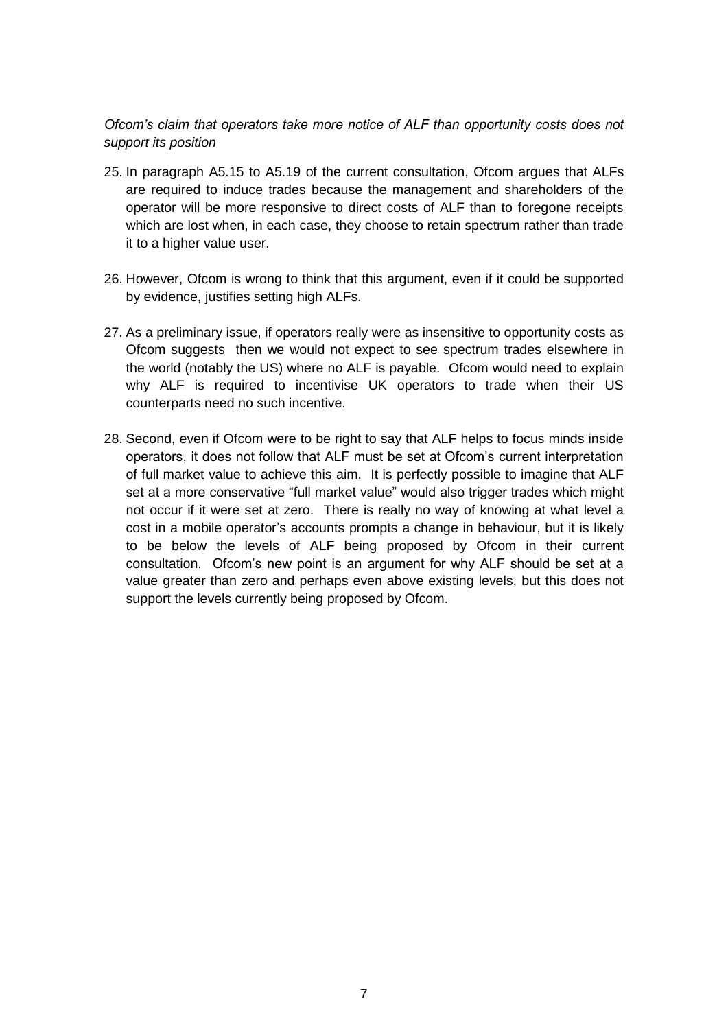*Ofcom's claim that operators take more notice of ALF than opportunity costs does not support its position*

25. In paragraph A5.15 to A5.19 of the current consultation, Ofcom argues that ALFs are required to induce trades because the management and shareholders of the operator will be more responsive to direct costs of ALF than to foregone receipts which are lost when, in each case, they choose to retain spectrum rather than trade it to a higher value user.

26. However, Ofcom is wrong to think that this argument, even if it could be supported by evidence, justifies setting high ALFs.

27. As a preliminary issue, if operators really were as insensitive to opportunity costs as Ofcom suggests then we would not expect to see spectrum trades elsewhere in the world (notably the US) where no ALF is payable. Ofcom would need to explain why ALF is required to incentivise UK operators to trade when their US counterparts need no such incentive.

28. Second, even if Ofcom were to be right to say that ALF helps to focus minds inside operators, it does not follow that ALF must be set at Ofcom's current interpretation of full market value to achieve this aim. It is perfectly possible to imagine that ALF set at a more conservative "full market value" would also trigger trades which might not occur if it were set at zero. There is really no way of knowing at what level a cost in a mobile operator's accounts prompts a change in behaviour, but it is likely to be below the levels of ALF being proposed by Ofcom in their current consultation. Ofcom's new point is an argument for why ALF should be set at a value greater than zero and perhaps even above existing levels, but this does not support the levels currently being proposed by Ofcom.